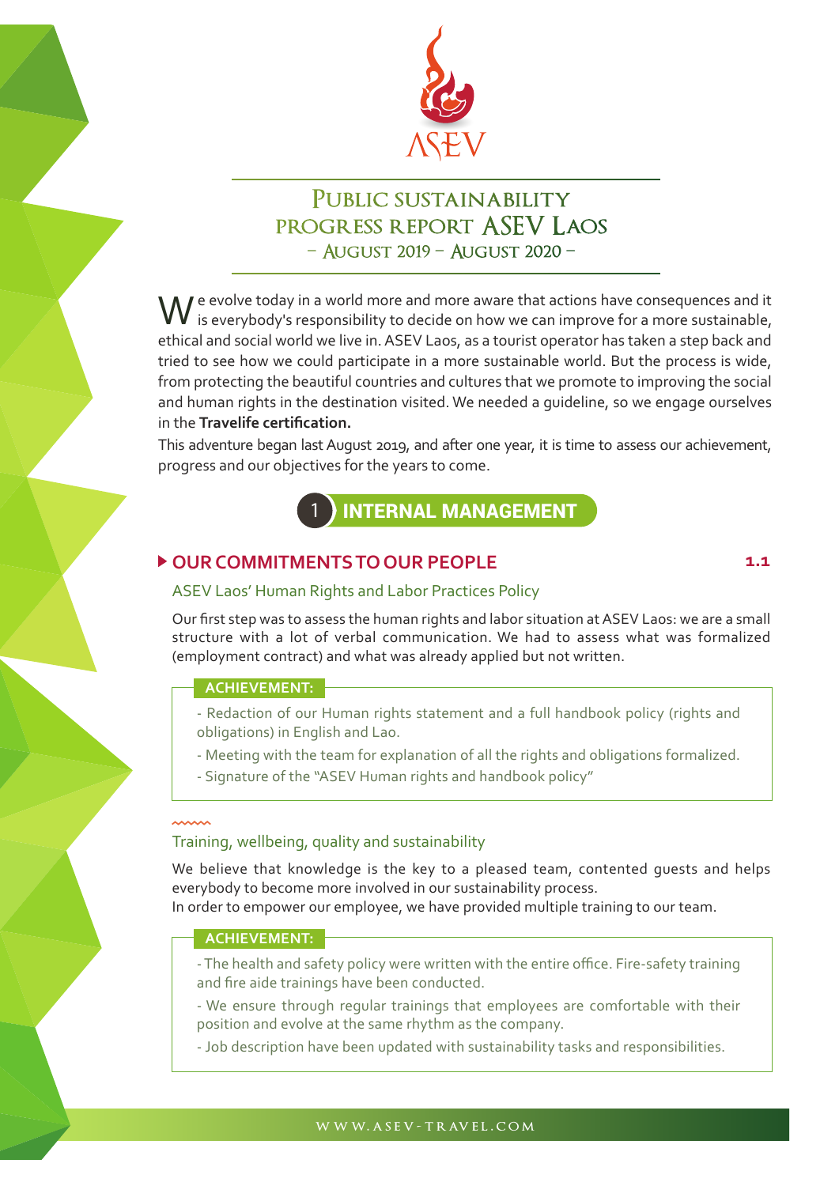# Public sustainability progress report ASEV Laos

– August 2019 – August 2020 –

We evolve today in a world more and more aware that actions have consequences and it is everybody's responsibility to decide on how we can improve for a more sustainable, ethical and social world we live in. ASEV Laos, as a tourist operator has taken a step back and tried to see how we could participate in a more sustainable world. But the process is wide, from protecting the beautiful countries and cultures that we promote to improving the social and human rights in the destination visited. We needed a guideline, so we engage ourselves in the **Travelife certification.**

This adventure began last August 2019, and after one year, it is time to assess our achievement, progress and our objectives for the years to come.

## 1 INTERNAL MANAGEMENT

### OUR COMMITMENTS TO OUR PEOPLE 1.1

ASEV Laos' Human Rights and Labor Practices Policy

Our first step was to assess the human rights and labor situation at ASEV Laos: we are a small structure with a lot of verbal communication. We had to assess what was formalized (employment contract) and what was already applied but not written.

**ACHIEVEMENT:**

- Redaction of our Human rights statement and a full handbook policy (rights and obligations) in English and Lao.
- Meeting with the team for explanation of all the rights and obligations formalized.
- Signature of the "ASEV Human rights and handbook policy"

Training, wellbeing, quality and sustainability

We believe that knowledge is the key to a pleased team, contented guests and helps everybody to become more involved in our sustainability process.
In order to empower our employee, we have provided multiple training to our team.

**ACHIEVEMENT:**

- The health and safety policy were written with the entire office. Fire-safety training and fire aide trainings have been conducted.
- We ensure through regular trainings that employees are comfortable with their position and evolve at the same rhythm as the company.
- Job description have been updated with sustainability tasks and responsibilities.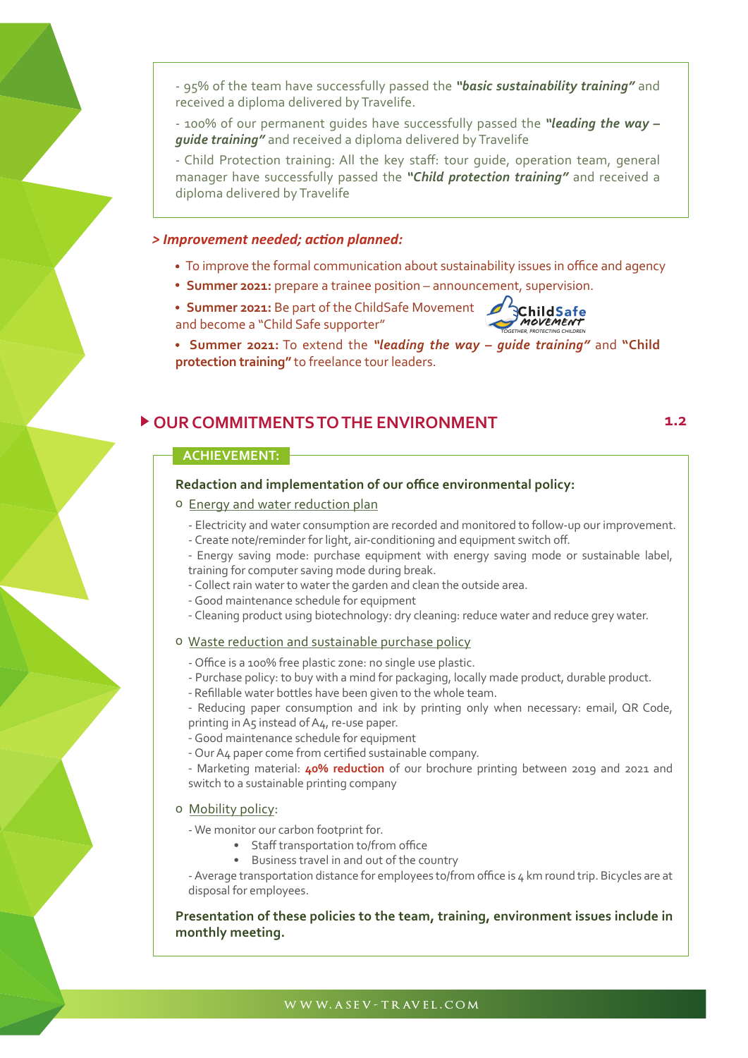- 95% of the team have successfully passed the ***"basic sustainability training"*** and received a diploma delivered by Travelife.

- 100% of our permanent guides have successfully passed the ***"leading the way – guide training"*** and received a diploma delivered by Travelife

- Child Protection training: All the key staff: tour guide, operation team, general manager have successfully passed the ***"Child protection training"*** and received a diploma delivered by Travelife

***> Improvement needed; action planned:***

- To improve the formal communication about sustainability issues in office and agency
- **Summer 2021:** prepare a trainee position – announcement, supervision.
- **Summer 2021:** Be part of the ChildSafe Movement and become a "Child Safe supporter"
- **Summer 2021:** To extend the ***"leading the way – guide training"*** and **"Child protection training"** to freelance tour leaders.

## OUR COMMITMENTS TO THE ENVIRONMENT 1.2

**ACHIEVEMENT:**

**Redaction and implementation of our office environmental policy:**

- Energy and water reduction plan

  - Electricity and water consumption are recorded and monitored to follow-up our improvement.
  - Create note/reminder for light, air-conditioning and equipment switch off.
  - Energy saving mode: purchase equipment with energy saving mode or sustainable label, training for computer saving mode during break.
  - Collect rain water to water the garden and clean the outside area.
  - Good maintenance schedule for equipment
  - Cleaning product using biotechnology: dry cleaning: reduce water and reduce grey water.

- Waste reduction and sustainable purchase policy

  - Office is a 100% free plastic zone: no single use plastic.
  - Purchase policy: to buy with a mind for packaging, locally made product, durable product.
  - Refillable water bottles have been given to the whole team.
  - Reducing paper consumption and ink by printing only when necessary: email, QR Code, printing in A5 instead of A4, re-use paper.
  - Good maintenance schedule for equipment
  - Our A4 paper come from certified sustainable company.
  - Marketing material: **40% reduction** of our brochure printing between 2019 and 2021 and switch to a sustainable printing company

- Mobility policy:

  - We monitor our carbon footprint for.
    - Staff transportation to/from office
    - Business travel in and out of the country
  - Average transportation distance for employees to/from office is 4 km round trip. Bicycles are at disposal for employees.

**Presentation of these policies to the team, training, environment issues include in monthly meeting.**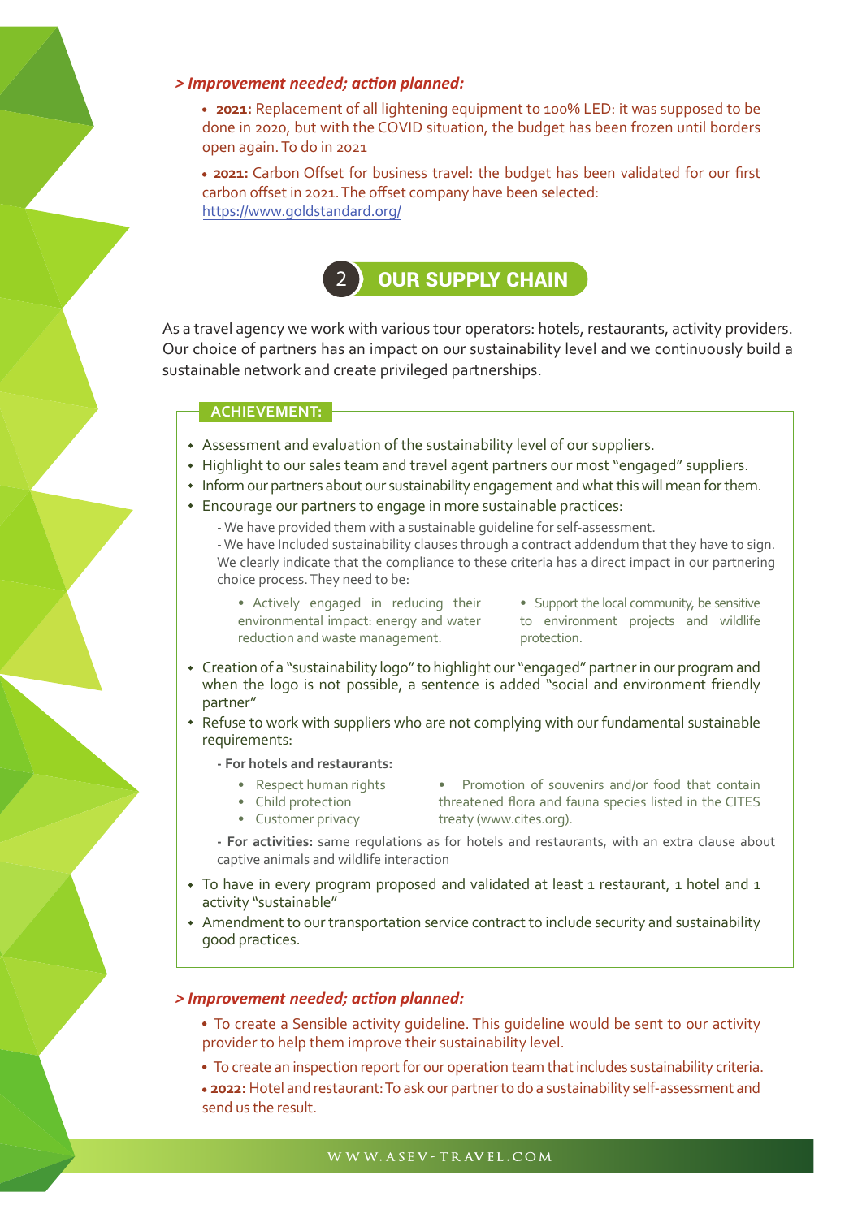**> *Improvement needed; action planned:***

- **2021:** Replacement of all lightening equipment to 100% LED: it was supposed to be done in 2020, but with the COVID situation, the budget has been frozen until borders open again. To do in 2021
- **2021:** Carbon Offset for business travel: the budget has been validated for our first carbon offset in 2021. The offset company have been selected: https://www.goldstandard.org/

## 2 OUR SUPPLY CHAIN

As a travel agency we work with various tour operators: hotels, restaurants, activity providers. Our choice of partners has an impact on our sustainability level and we continuously build a sustainable network and create privileged partnerships.

**ACHIEVEMENT:**

- Assessment and evaluation of the sustainability level of our suppliers.
- Highlight to our sales team and travel agent partners our most "engaged" suppliers.
- Inform our partners about our sustainability engagement and what this will mean for them.
- Encourage our partners to engage in more sustainable practices:
  - We have provided them with a sustainable guideline for self-assessment.
  - We have Included sustainability clauses through a contract addendum that they have to sign. We clearly indicate that the compliance to these criteria has a direct impact in our partnering choice process. They need to be:
    - Actively engaged in reducing their environmental impact: energy and water reduction and waste management.
    - Support the local community, be sensitive to environment projects and wildlife protection.
- Creation of a "sustainability logo" to highlight our "engaged" partner in our program and when the logo is not possible, a sentence is added "social and environment friendly partner"
- Refuse to work with suppliers who are not complying with our fundamental sustainable requirements:
  - **For hotels and restaurants:**
    - Respect human rights
    - Child protection
    - Customer privacy
    - Promotion of souvenirs and/or food that contain threatened flora and fauna species listed in the CITES treaty (www.cites.org).
  - **For activities:** same regulations as for hotels and restaurants, with an extra clause about captive animals and wildlife interaction
- To have in every program proposed and validated at least 1 restaurant, 1 hotel and 1 activity "sustainable"
- Amendment to our transportation service contract to include security and sustainability good practices.

**> *Improvement needed; action planned:***

- To create a Sensible activity guideline. This guideline would be sent to our activity provider to help them improve their sustainability level.
- To create an inspection report for our operation team that includes sustainability criteria.
- **2022:** Hotel and restaurant: To ask our partner to do a sustainability self-assessment and send us the result.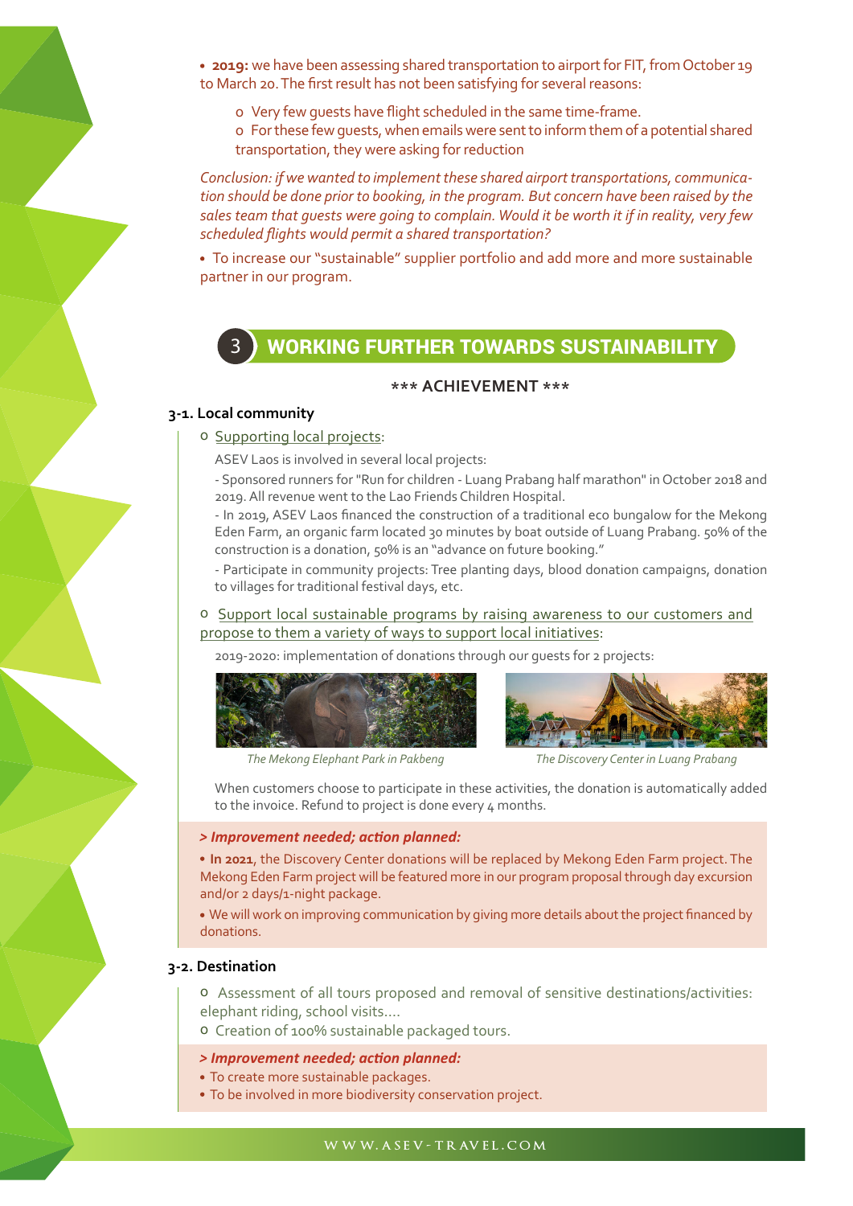- **2019:** we have been assessing shared transportation to airport for FIT, from October 19 to March 20. The first result has not been satisfying for several reasons:
  - Very few guests have flight scheduled in the same time-frame.
  - For these few guests, when emails were sent to inform them of a potential shared transportation, they were asking for reduction

*Conclusion: if we wanted to implement these shared airport transportations, communication should be done prior to booking, in the program. But concern have been raised by the sales team that guests were going to complain. Would it be worth it if in reality, very few scheduled flights would permit a shared transportation?*

- To increase our "sustainable" supplier portfolio and add more and more sustainable partner in our program.

## 3 WORKING FURTHER TOWARDS SUSTAINABILITY

**\*\*\* ACHIEVEMENT \*\*\***

### 3-1. Local community

- Supporting local projects:

ASEV Laos is involved in several local projects:

- Sponsored runners for "Run for children - Luang Prabang half marathon" in October 2018 and 2019. All revenue went to the Lao Friends Children Hospital.
- In 2019, ASEV Laos financed the construction of a traditional eco bungalow for the Mekong Eden Farm, an organic farm located 30 minutes by boat outside of Luang Prabang. 50% of the construction is a donation, 50% is an "advance on future booking."
- Participate in community projects: Tree planting days, blood donation campaigns, donation to villages for traditional festival days, etc.

- Support local sustainable programs by raising awareness to our customers and propose to them a variety of ways to support local initiatives:

2019-2020: implementation of donations through our guests for 2 projects:

*The Mekong Elephant Park in Pakbeng*

*The Discovery Center in Luang Prabang*

When customers choose to participate in these activities, the donation is automatically added to the invoice. Refund to project is done every 4 months.

***> Improvement needed; action planned:***

- **In 2021**, the Discovery Center donations will be replaced by Mekong Eden Farm project. The Mekong Eden Farm project will be featured more in our program proposal through day excursion and/or 2 days/1-night package.
- We will work on improving communication by giving more details about the project financed by donations.

### 3-2. Destination

- Assessment of all tours proposed and removal of sensitive destinations/activities: elephant riding, school visits....
- Creation of 100% sustainable packaged tours.

***> Improvement needed; action planned:***

- To create more sustainable packages.
- To be involved in more biodiversity conservation project.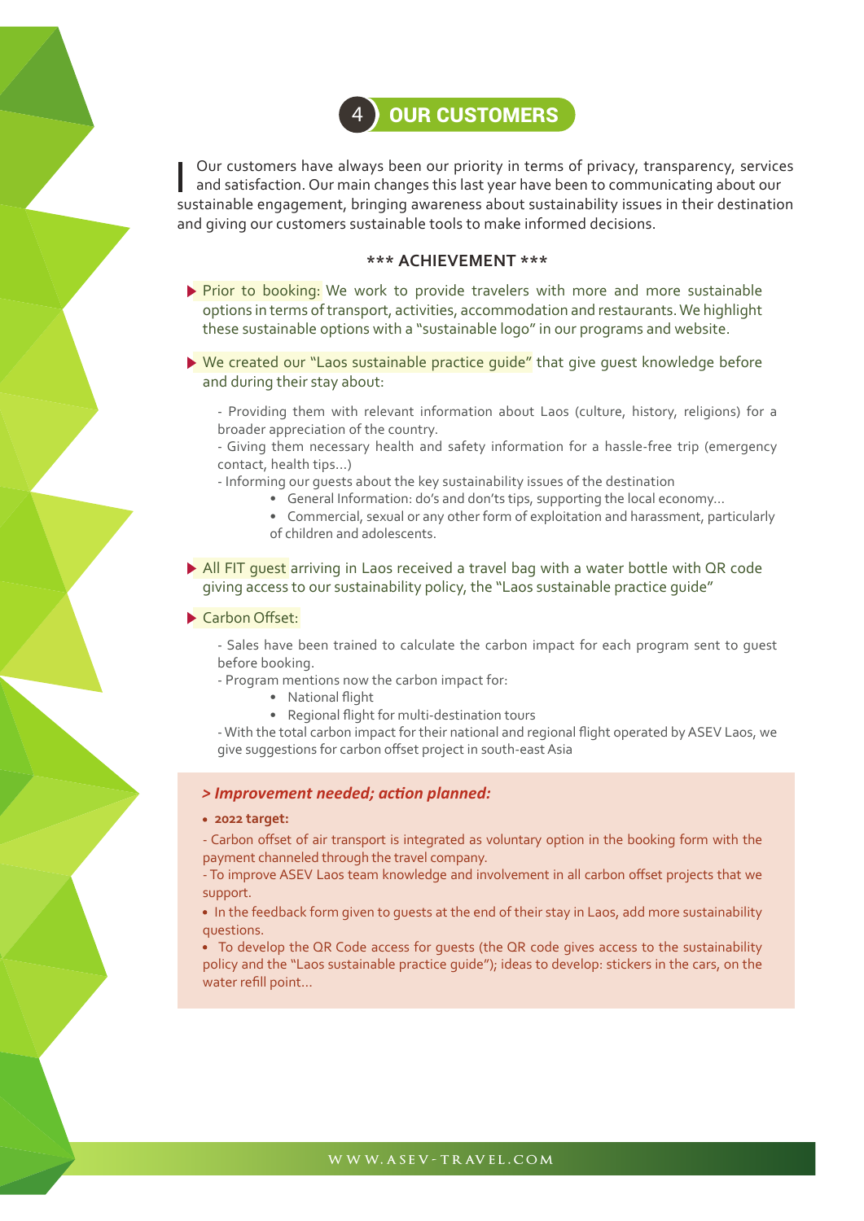## 4 OUR CUSTOMERS

Our customers have always been our priority in terms of privacy, transparency, services and satisfaction. Our main changes this last year have been to communicating about our sustainable engagement, bringing awareness about sustainability issues in their destination and giving our customers sustainable tools to make informed decisions.

**\*\*\* ACHIEVEMENT \*\*\***

- Prior to booking: We work to provide travelers with more and more sustainable options in terms of transport, activities, accommodation and restaurants. We highlight these sustainable options with a "sustainable logo" in our programs and website.

- We created our "Laos sustainable practice guide" that give guest knowledge before and during their stay about:

  - Providing them with relevant information about Laos (culture, history, religions) for a broader appreciation of the country.
  - Giving them necessary health and safety information for a hassle-free trip (emergency contact, health tips…)
  - Informing our guests about the key sustainability issues of the destination
    - General Information: do's and don'ts tips, supporting the local economy…
    - Commercial, sexual or any other form of exploitation and harassment, particularly of children and adolescents.

- All FIT guest arriving in Laos received a travel bag with a water bottle with QR code giving access to our sustainability policy, the "Laos sustainable practice guide"

- Carbon Offset:

  - Sales have been trained to calculate the carbon impact for each program sent to guest before booking.
  - Program mentions now the carbon impact for:
    - National flight
    - Regional flight for multi-destination tours
  - With the total carbon impact for their national and regional flight operated by ASEV Laos, we give suggestions for carbon offset project in south-east Asia

***> Improvement needed; action planned:***

- **2022 target:**

- Carbon offset of air transport is integrated as voluntary option in the booking form with the payment channeled through the travel company.
- To improve ASEV Laos team knowledge and involvement in all carbon offset projects that we support.

- In the feedback form given to guests at the end of their stay in Laos, add more sustainability questions.
- To develop the QR Code access for guests (the QR code gives access to the sustainability policy and the "Laos sustainable practice guide"); ideas to develop: stickers in the cars, on the water refill point…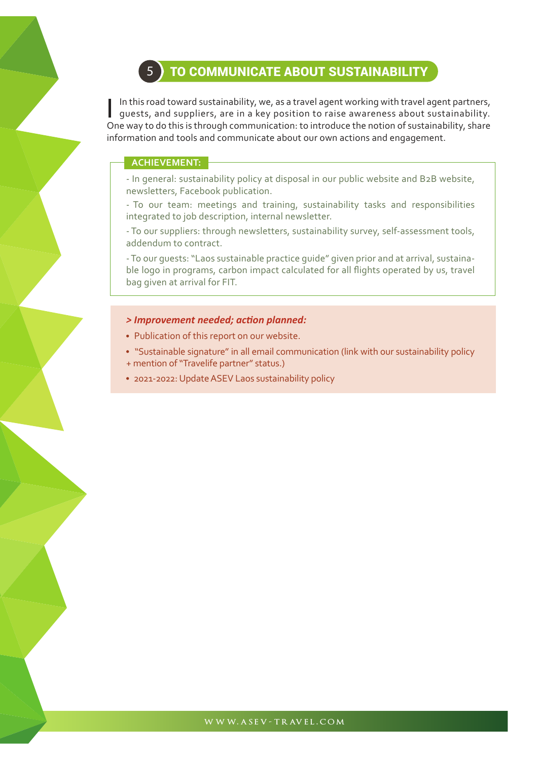## 5 TO COMMUNICATE ABOUT SUSTAINABILITY

In this road toward sustainability, we, as a travel agent working with travel agent partners, guests, and suppliers, are in a key position to raise awareness about sustainability. One way to do this is through communication: to introduce the notion of sustainability, share information and tools and communicate about our own actions and engagement.

**ACHIEVEMENT:**

- In general: sustainability policy at disposal in our public website and B2B website, newsletters, Facebook publication.

- To our team: meetings and training, sustainability tasks and responsibilities integrated to job description, internal newsletter.

- To our suppliers: through newsletters, sustainability survey, self-assessment tools, addendum to contract.

- To our guests: "Laos sustainable practice guide" given prior and at arrival, sustainable logo in programs, carbon impact calculated for all flights operated by us, travel bag given at arrival for FIT.

***> Improvement needed; action planned:***

- Publication of this report on our website.
- "Sustainable signature" in all email communication (link with our sustainability policy + mention of "Travelife partner" status.)
- 2021-2022: Update ASEV Laos sustainability policy